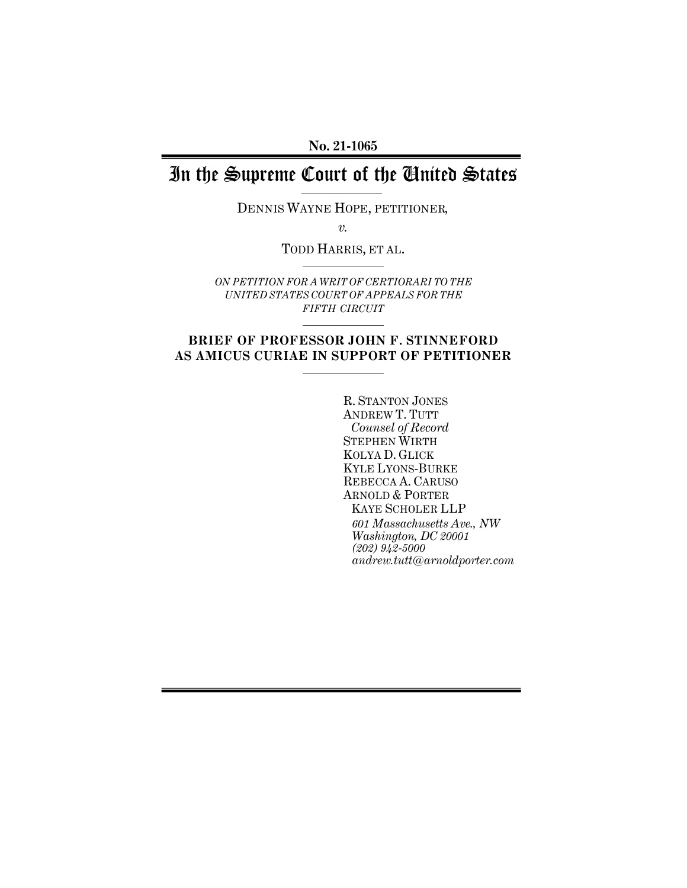**No. 21-1065**

# In the Supreme Court of the United States

DENNIS WAYNE HOPE, PETITIONER,

*v.*

TODD HARRIS, ET AL.

*ON PETITION FOR A WRIT OF CERTIORARI TO THE UNITED STATES COURT OF APPEALS FOR THE FIFTH CIRCUIT*

## BRIEF OF PROFESSOR JOHN F. STINNEFORD AS AMICUS CURIAE IN SUPPORT OF PETITIONER

R. STANTON JONES
ANDREW T. TUTT
*Counsel of Record*
STEPHEN WIRTH
KOLYA D. GLICK
KYLE LYONS-BURKE
REBECCA A. CARUSO
ARNOLD & PORTER
KAYE SCHOLER LLP
*601 Massachusetts Ave., NW*
*Washington, DC 20001*
*(202) 942-5000*
*andrew.tutt@arnoldporter.com*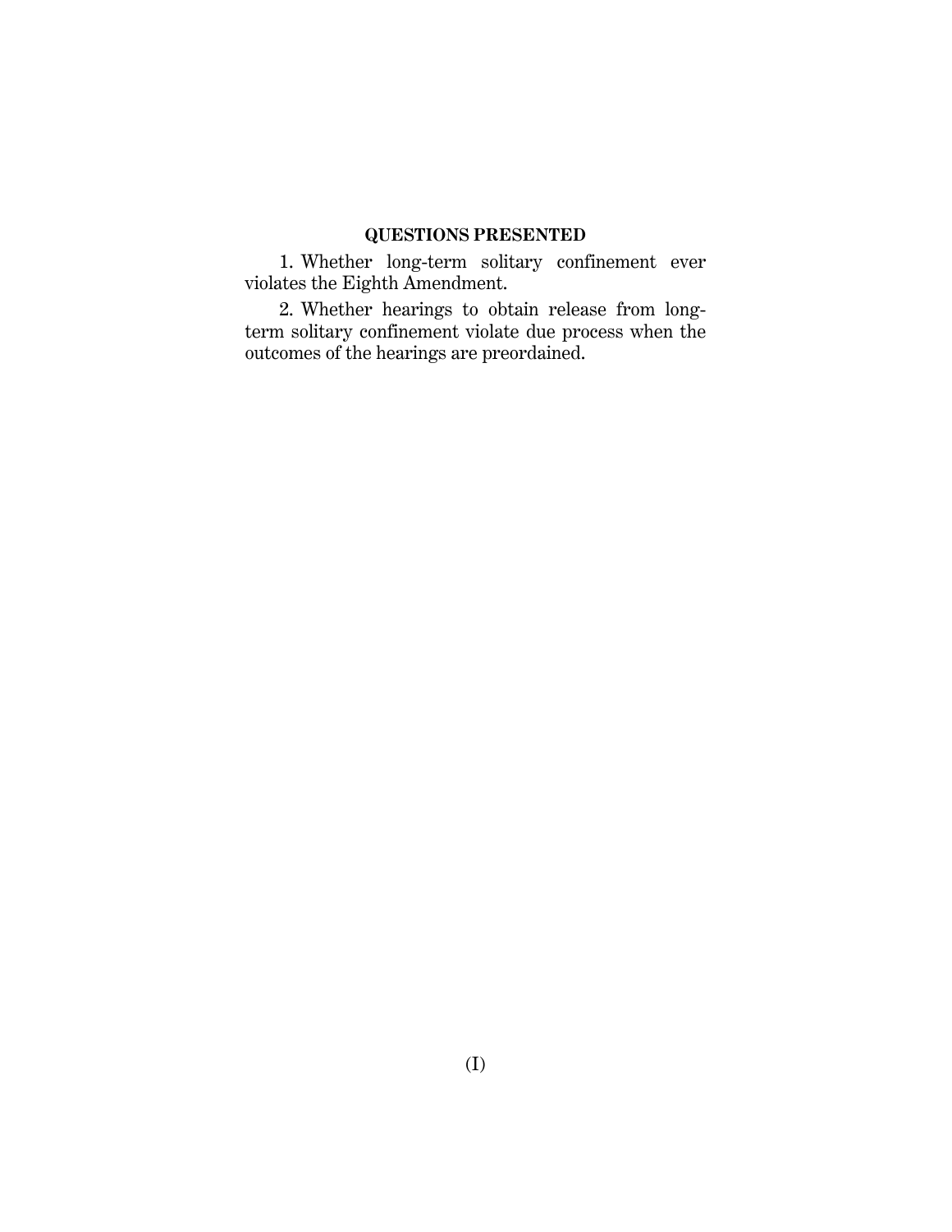## QUESTIONS PRESENTED

1. Whether long-term solitary confinement ever violates the Eighth Amendment.

2. Whether hearings to obtain release from long-term solitary confinement violate due process when the outcomes of the hearings are preordained.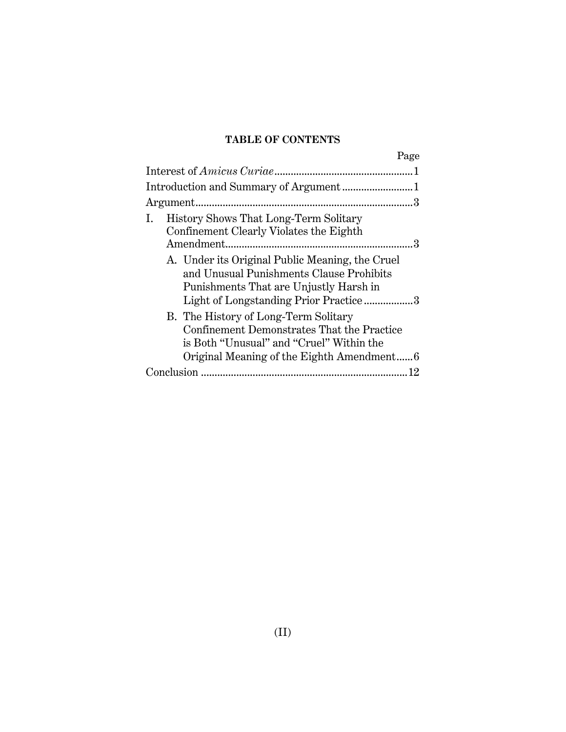**TABLE OF CONTENTS**

| | Page |
|---|---|
| Interest of *Amicus Curiae* | 1 |
| Introduction and Summary of Argument | 1 |
| Argument | 3 |
| I. History Shows That Long-Term Solitary Confinement Clearly Violates the Eighth Amendment | 3 |
| A. Under its Original Public Meaning, the Cruel and Unusual Punishments Clause Prohibits Punishments That are Unjustly Harsh in Light of Longstanding Prior Practice | 3 |
| B. The History of Long-Term Solitary Confinement Demonstrates That the Practice is Both "Unusual" and "Cruel" Within the Original Meaning of the Eighth Amendment | 6 |
| Conclusion | 12 |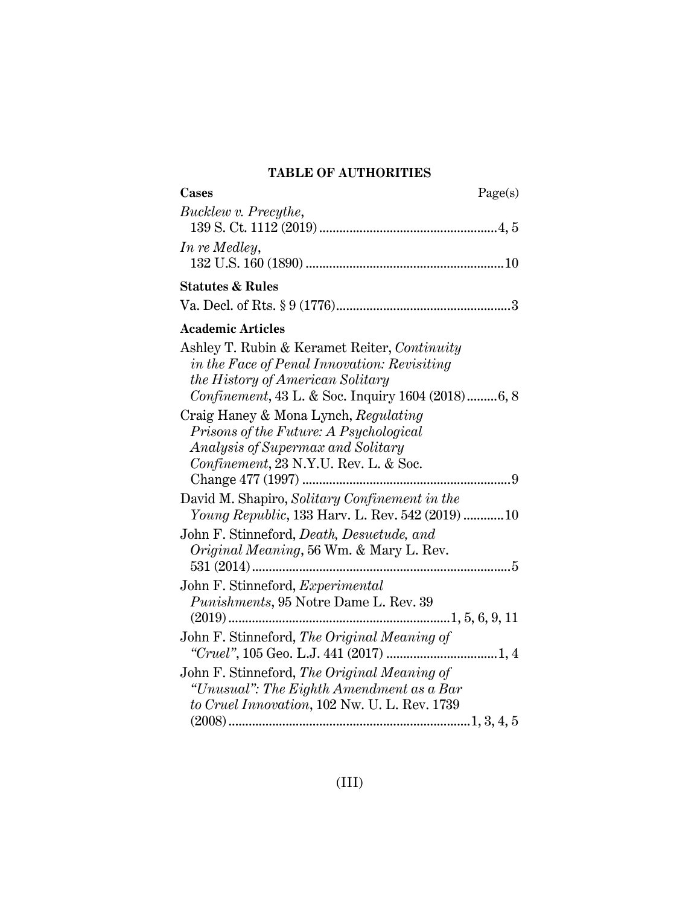## TABLE OF AUTHORITIES

**Cases** Page(s)

*Bucklew v. Precythe*,
139 S. Ct. 1112 (2019) .................................................... 4, 5

*In re Medley*,
132 U.S. 160 (1890) .......................................................... 10

**Statutes & Rules**

Va. Decl. of Rts. § 9 (1776) .................................................... 3

**Academic Articles**

Ashley T. Rubin & Keramet Reiter, *Continuity in the Face of Penal Innovation: Revisiting the History of American Solitary Confinement*, 43 L. & Soc. Inquiry 1604 (2018) ......... 6, 8

Craig Haney & Mona Lynch, *Regulating Prisons of the Future: A Psychological Analysis of Supermax and Solitary Confinement*, 23 N.Y.U. Rev. L. & Soc. Change 477 (1997) ............................................................. 9

David M. Shapiro, *Solitary Confinement in the Young Republic*, 133 Harv. L. Rev. 542 (2019) ............ 10

John F. Stinneford, *Death, Desuetude, and Original Meaning*, 56 Wm. & Mary L. Rev. 531 (2014) ............................................................................ 5

John F. Stinneford, *Experimental Punishments*, 95 Notre Dame L. Rev. 39 (2019) ................................................................. 1, 5, 6, 9, 11

John F. Stinneford, *The Original Meaning of "Cruel"*, 105 Geo. L.J. 441 (2017) ................................ 1, 4

John F. Stinneford, *The Original Meaning of "Unusual": The Eighth Amendment as a Bar to Cruel Innovation*, 102 Nw. U. L. Rev. 1739 (2008) ....................................................................... 1, 3, 4, 5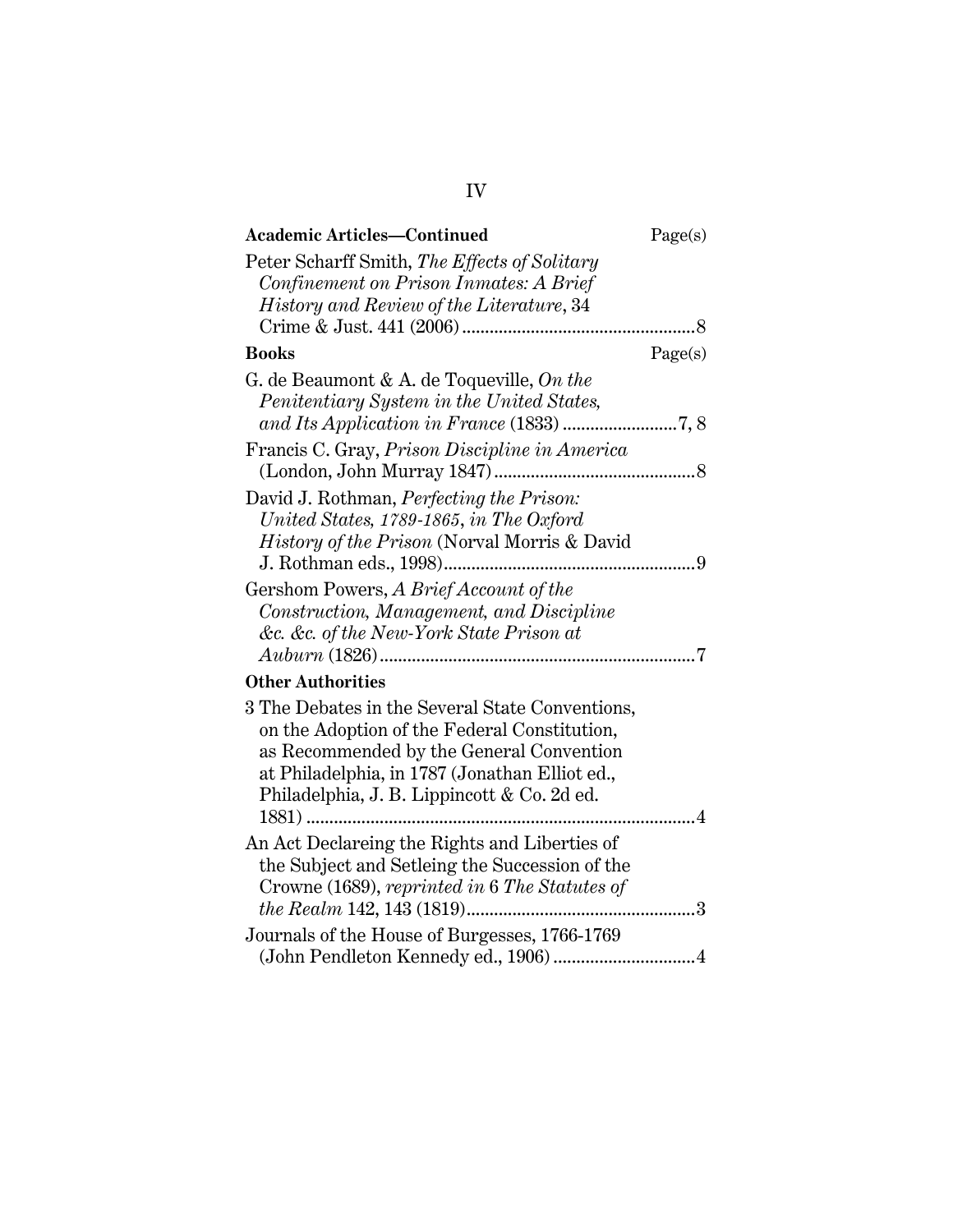**Academic Articles—Continued** Page(s)

Peter Scharff Smith, *The Effects of Solitary Confinement on Prison Inmates: A Brief History and Review of the Literature*, 34 Crime & Just. 441 (2006) ....................................................8

**Books** Page(s)

G. de Beaumont & A. de Toqueville, *On the Penitentiary System in the United States, and Its Application in France* (1833) .........................7, 8

Francis C. Gray, *Prison Discipline in America* (London, John Murray 1847) ............................................8

David J. Rothman, *Perfecting the Prison: United States, 1789-1865*, *in The Oxford History of the Prison* (Norval Morris & David J. Rothman eds., 1998).......................................................9

Gershom Powers, *A Brief Account of the Construction, Management, and Discipline &c. &c. of the New-York State Prison at Auburn* (1826) ....................................................................7

**Other Authorities**

3 The Debates in the Several State Conventions, on the Adoption of the Federal Constitution, as Recommended by the General Convention at Philadelphia, in 1787 (Jonathan Elliot ed., Philadelphia, J. B. Lippincott & Co. 2d ed. 1881) ....................................................................................4

An Act Declareing the Rights and Liberties of the Subject and Setleing the Succession of the Crowne (1689), *reprinted in* 6 *The Statutes of the Realm* 142, 143 (1819)..................................................3

Journals of the House of Burgesses, 1766-1769 (John Pendleton Kennedy ed., 1906) ..............................4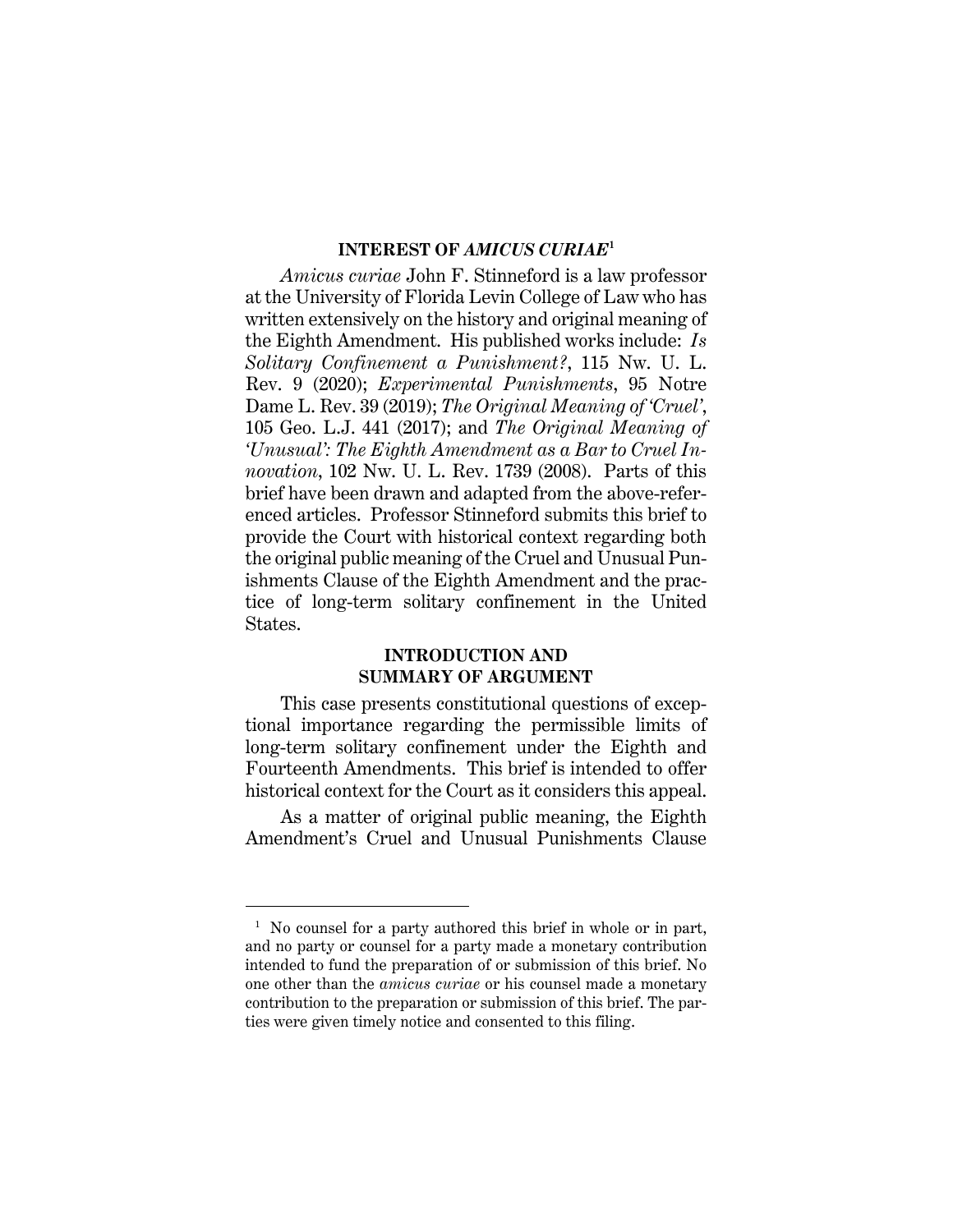## INTEREST OF *AMICUS CURIAE*[1]

*Amicus curiae* John F. Stinneford is a law professor at the University of Florida Levin College of Law who has written extensively on the history and original meaning of the Eighth Amendment. His published works include: *Is Solitary Confinement a Punishment?*, 115 Nw. U. L. Rev. 9 (2020); *Experimental Punishments*, 95 Notre Dame L. Rev. 39 (2019); *The Original Meaning of 'Cruel'*, 105 Geo. L.J. 441 (2017); and *The Original Meaning of 'Unusual': The Eighth Amendment as a Bar to Cruel Innovation*, 102 Nw. U. L. Rev. 1739 (2008). Parts of this brief have been drawn and adapted from the above-referenced articles. Professor Stinneford submits this brief to provide the Court with historical context regarding both the original public meaning of the Cruel and Unusual Punishments Clause of the Eighth Amendment and the practice of long-term solitary confinement in the United States.

## INTRODUCTION AND SUMMARY OF ARGUMENT

This case presents constitutional questions of exceptional importance regarding the permissible limits of long-term solitary confinement under the Eighth and Fourteenth Amendments. This brief is intended to offer historical context for the Court as it considers this appeal.

As a matter of original public meaning, the Eighth Amendment's Cruel and Unusual Punishments Clause

---

[1] No counsel for a party authored this brief in whole or in part, and no party or counsel for a party made a monetary contribution intended to fund the preparation of or submission of this brief. No one other than the *amicus curiae* or his counsel made a monetary contribution to the preparation or submission of this brief. The parties were given timely notice and consented to this filing.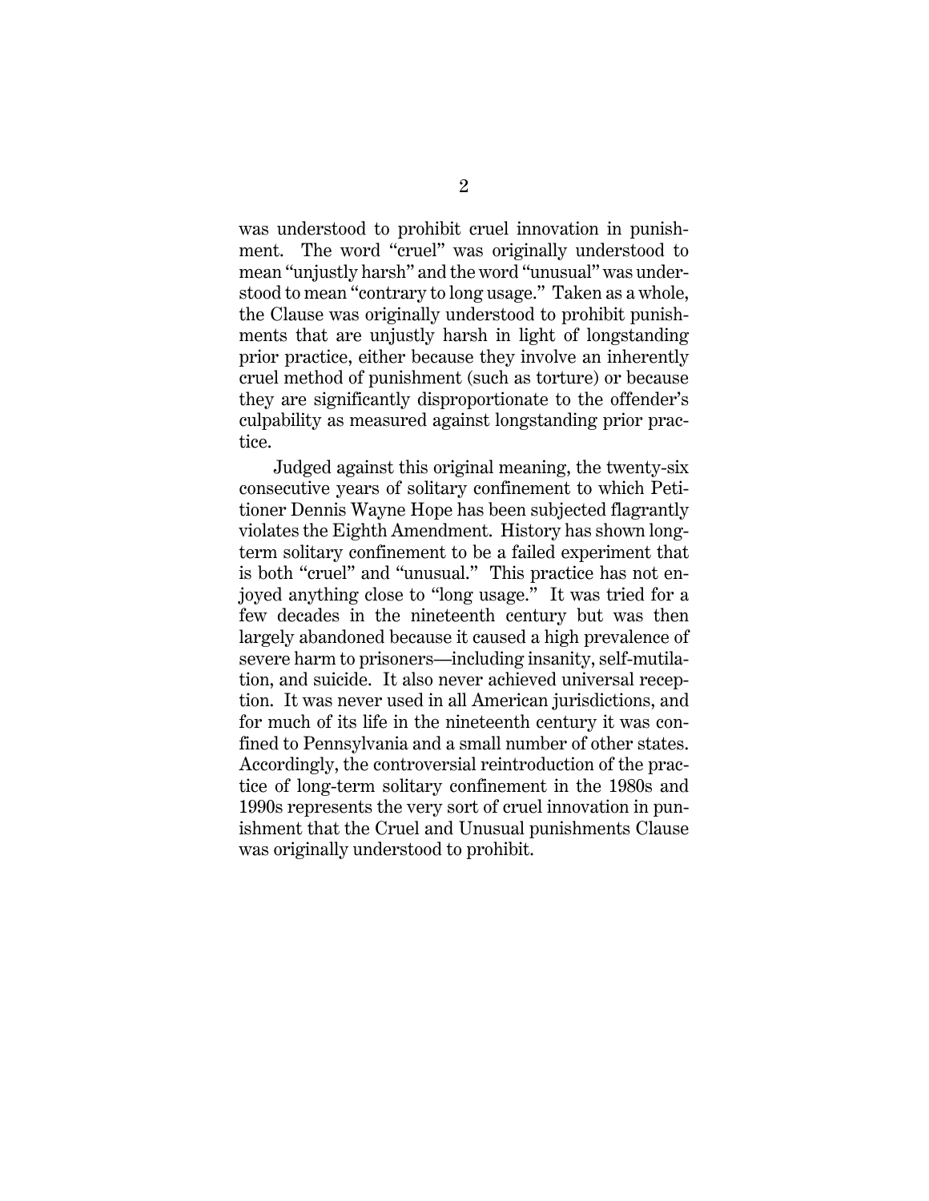was understood to prohibit cruel innovation in punishment. The word "cruel" was originally understood to mean "unjustly harsh" and the word "unusual" was understood to mean "contrary to long usage." Taken as a whole, the Clause was originally understood to prohibit punishments that are unjustly harsh in light of longstanding prior practice, either because they involve an inherently cruel method of punishment (such as torture) or because they are significantly disproportionate to the offender's culpability as measured against longstanding prior practice.

Judged against this original meaning, the twenty-six consecutive years of solitary confinement to which Petitioner Dennis Wayne Hope has been subjected flagrantly violates the Eighth Amendment. History has shown long-term solitary confinement to be a failed experiment that is both "cruel" and "unusual." This practice has not enjoyed anything close to "long usage." It was tried for a few decades in the nineteenth century but was then largely abandoned because it caused a high prevalence of severe harm to prisoners—including insanity, self-mutilation, and suicide. It also never achieved universal reception. It was never used in all American jurisdictions, and for much of its life in the nineteenth century it was confined to Pennsylvania and a small number of other states. Accordingly, the controversial reintroduction of the practice of long-term solitary confinement in the 1980s and 1990s represents the very sort of cruel innovation in punishment that the Cruel and Unusual punishments Clause was originally understood to prohibit.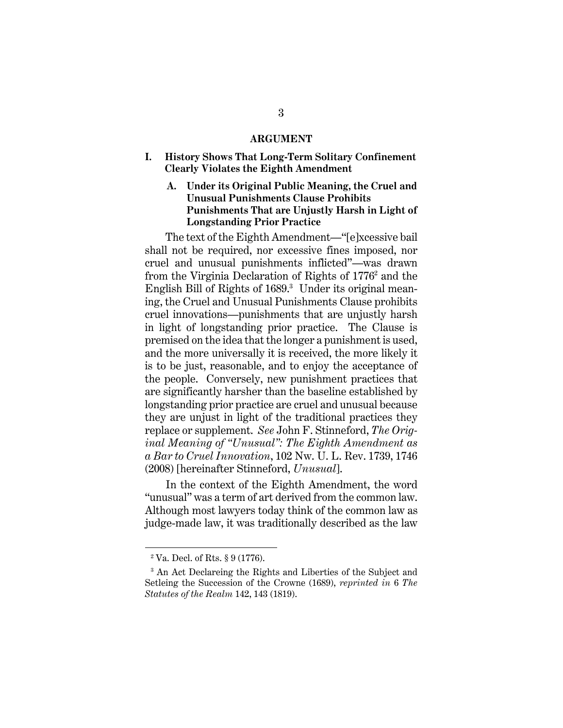# ARGUMENT

## I. History Shows That Long-Term Solitary Confinement Clearly Violates the Eighth Amendment

### A. Under its Original Public Meaning, the Cruel and Unusual Punishments Clause Prohibits Punishments That are Unjustly Harsh in Light of Longstanding Prior Practice

The text of the Eighth Amendment—"[e]xcessive bail shall not be required, nor excessive fines imposed, nor cruel and unusual punishments inflicted"—was drawn from the Virginia Declaration of Rights of 1776[2] and the English Bill of Rights of 1689.[3] Under its original meaning, the Cruel and Unusual Punishments Clause prohibits cruel innovations—punishments that are unjustly harsh in light of longstanding prior practice. The Clause is premised on the idea that the longer a punishment is used, and the more universally it is received, the more likely it is to be just, reasonable, and to enjoy the acceptance of the people. Conversely, new punishment practices that are significantly harsher than the baseline established by longstanding prior practice are cruel and unusual because they are unjust in light of the traditional practices they replace or supplement. *See* John F. Stinneford, *The Original Meaning of "Unusual": The Eighth Amendment as a Bar to Cruel Innovation*, 102 Nw. U. L. Rev. 1739, 1746 (2008) [hereinafter Stinneford, *Unusual*].

In the context of the Eighth Amendment, the word "unusual" was a term of art derived from the common law. Although most lawyers today think of the common law as judge-made law, it was traditionally described as the law

---

[2] Va. Decl. of Rts. § 9 (1776).

[3] An Act Declareing the Rights and Liberties of the Subject and Setleing the Succession of the Crowne (1689), *reprinted in* 6 *The Statutes of the Realm* 142, 143 (1819).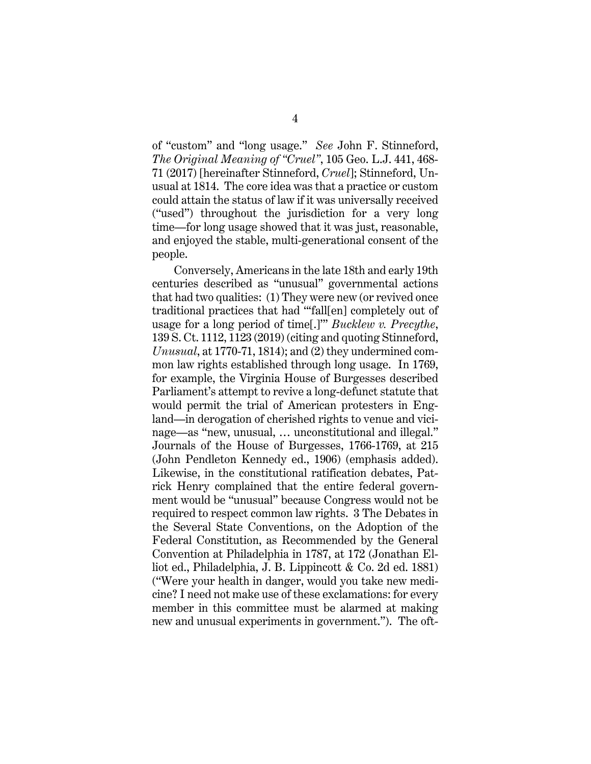of "custom" and "long usage." *See* John F. Stinneford, *The Original Meaning of "Cruel"*, 105 Geo. L.J. 441, 468-71 (2017) [hereinafter Stinneford, *Cruel*]; Stinneford, Unusual at 1814. The core idea was that a practice or custom could attain the status of law if it was universally received ("used") throughout the jurisdiction for a very long time—for long usage showed that it was just, reasonable, and enjoyed the stable, multi-generational consent of the people.

Conversely, Americans in the late 18th and early 19th centuries described as "unusual" governmental actions that had two qualities: (1) They were new (or revived once traditional practices that had "'fall[en] completely out of usage for a long period of time[.]'" *Bucklew v. Precythe*, 139 S. Ct. 1112, 1123 (2019) (citing and quoting Stinneford, *Unusual*, at 1770-71, 1814); and (2) they undermined common law rights established through long usage. In 1769, for example, the Virginia House of Burgesses described Parliament's attempt to revive a long-defunct statute that would permit the trial of American protesters in England—in derogation of cherished rights to venue and vicinage—as "new, unusual, … unconstitutional and illegal." Journals of the House of Burgesses, 1766-1769, at 215 (John Pendleton Kennedy ed., 1906) (emphasis added). Likewise, in the constitutional ratification debates, Patrick Henry complained that the entire federal government would be "unusual" because Congress would not be required to respect common law rights. 3 The Debates in the Several State Conventions, on the Adoption of the Federal Constitution, as Recommended by the General Convention at Philadelphia in 1787, at 172 (Jonathan Elliot ed., Philadelphia, J. B. Lippincott & Co. 2d ed. 1881) ("Were your health in danger, would you take new medicine? I need not make use of these exclamations: for every member in this committee must be alarmed at making new and unusual experiments in government."). The oft-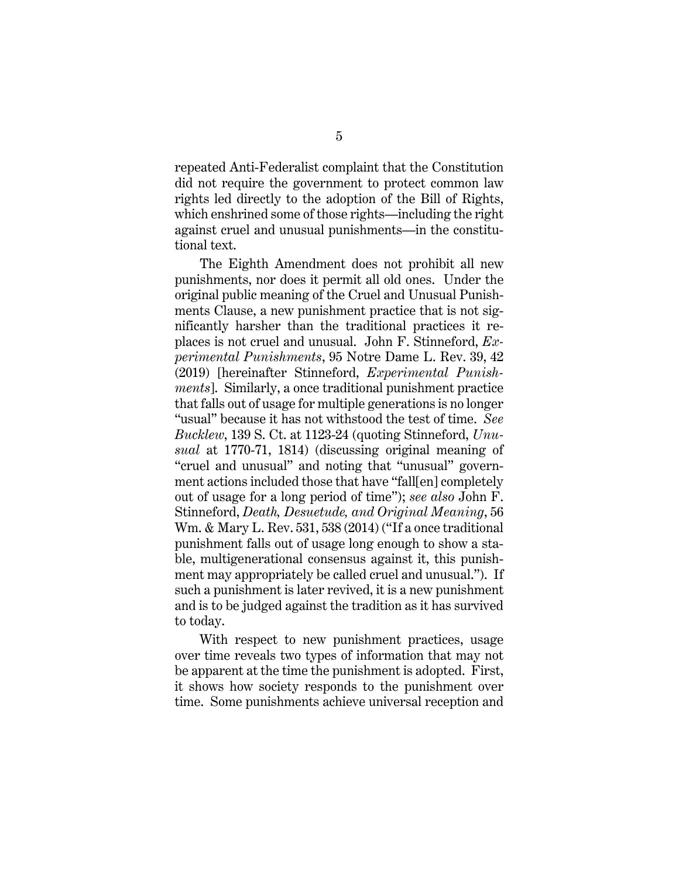repeated Anti-Federalist complaint that the Constitution did not require the government to protect common law rights led directly to the adoption of the Bill of Rights, which enshrined some of those rights—including the right against cruel and unusual punishments—in the constitutional text.

The Eighth Amendment does not prohibit all new punishments, nor does it permit all old ones. Under the original public meaning of the Cruel and Unusual Punishments Clause, a new punishment practice that is not significantly harsher than the traditional practices it replaces is not cruel and unusual. John F. Stinneford, *Experimental Punishments*, 95 Notre Dame L. Rev. 39, 42 (2019) [hereinafter Stinneford, *Experimental Punishments*]. Similarly, a once traditional punishment practice that falls out of usage for multiple generations is no longer "usual" because it has not withstood the test of time. *See Bucklew*, 139 S. Ct. at 1123-24 (quoting Stinneford, *Unusual* at 1770-71, 1814) (discussing original meaning of "cruel and unusual" and noting that "unusual" government actions included those that have "fall[en] completely out of usage for a long period of time"); *see also* John F. Stinneford, *Death, Desuetude, and Original Meaning*, 56 Wm. & Mary L. Rev. 531, 538 (2014) ("If a once traditional punishment falls out of usage long enough to show a stable, multigenerational consensus against it, this punishment may appropriately be called cruel and unusual."). If such a punishment is later revived, it is a new punishment and is to be judged against the tradition as it has survived to today.

With respect to new punishment practices, usage over time reveals two types of information that may not be apparent at the time the punishment is adopted. First, it shows how society responds to the punishment over time. Some punishments achieve universal reception and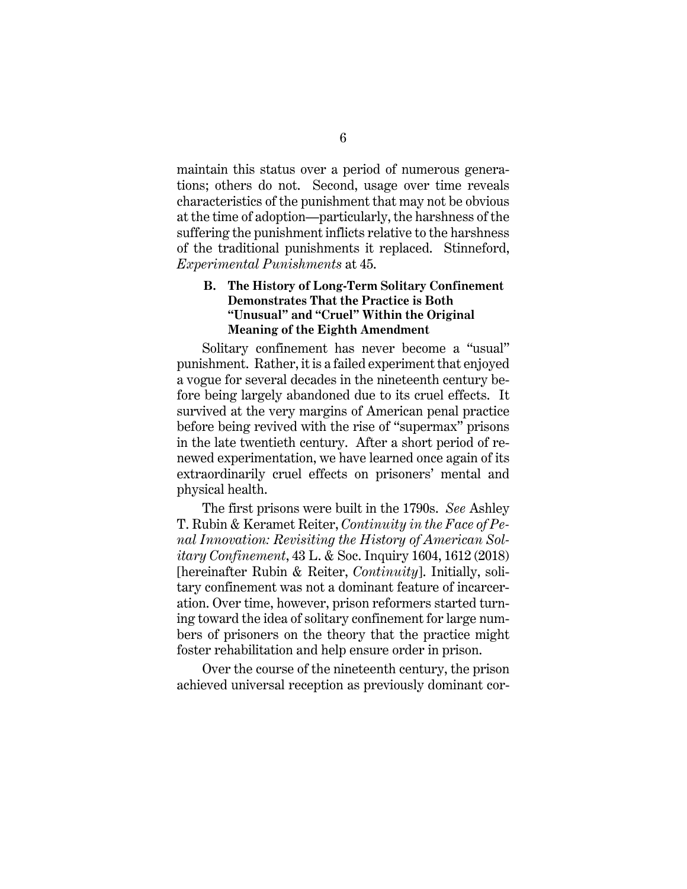maintain this status over a period of numerous generations; others do not. Second, usage over time reveals characteristics of the punishment that may not be obvious at the time of adoption—particularly, the harshness of the suffering the punishment inflicts relative to the harshness of the traditional punishments it replaced. Stinneford, *Experimental Punishments* at 45.

### B. The History of Long-Term Solitary Confinement Demonstrates That the Practice is Both "Unusual" and "Cruel" Within the Original Meaning of the Eighth Amendment

Solitary confinement has never become a "usual" punishment. Rather, it is a failed experiment that enjoyed a vogue for several decades in the nineteenth century before being largely abandoned due to its cruel effects. It survived at the very margins of American penal practice before being revived with the rise of "supermax" prisons in the late twentieth century. After a short period of renewed experimentation, we have learned once again of its extraordinarily cruel effects on prisoners' mental and physical health.

The first prisons were built in the 1790s. *See* Ashley T. Rubin & Keramet Reiter, *Continuity in the Face of Penal Innovation: Revisiting the History of American Solitary Confinement*, 43 L. & Soc. Inquiry 1604, 1612 (2018) [hereinafter Rubin & Reiter, *Continuity*]. Initially, solitary confinement was not a dominant feature of incarceration. Over time, however, prison reformers started turning toward the idea of solitary confinement for large numbers of prisoners on the theory that the practice might foster rehabilitation and help ensure order in prison.

Over the course of the nineteenth century, the prison achieved universal reception as previously dominant cor-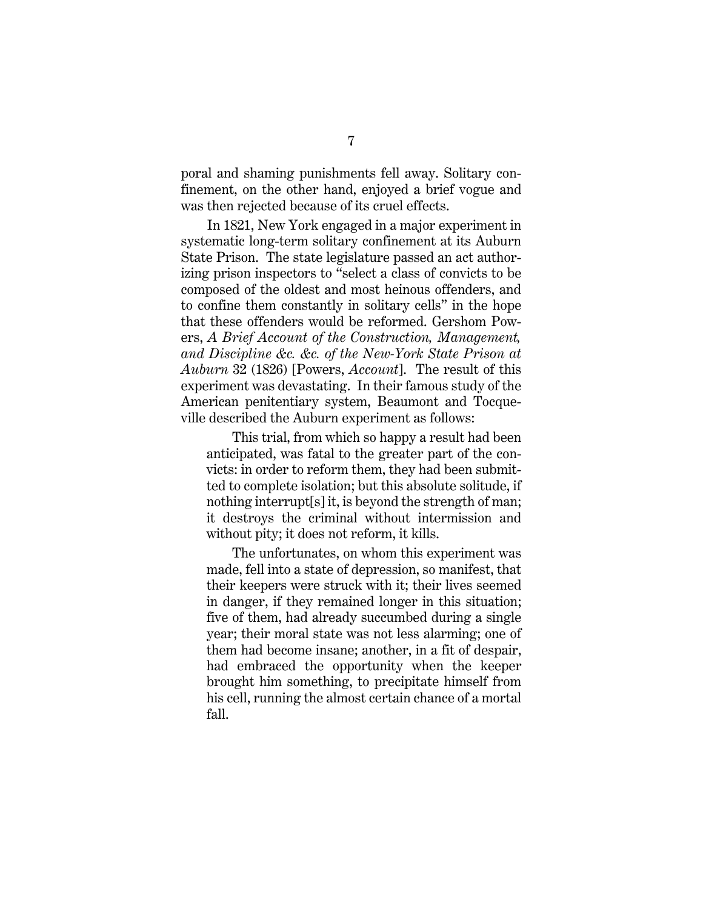poral and shaming punishments fell away. Solitary confinement, on the other hand, enjoyed a brief vogue and was then rejected because of its cruel effects.

In 1821, New York engaged in a major experiment in systematic long-term solitary confinement at its Auburn State Prison. The state legislature passed an act authorizing prison inspectors to "select a class of convicts to be composed of the oldest and most heinous offenders, and to confine them constantly in solitary cells" in the hope that these offenders would be reformed. Gershom Powers, *A Brief Account of the Construction, Management, and Discipline &c. &c. of the New-York State Prison at Auburn* 32 (1826) [Powers, *Account*]. The result of this experiment was devastating. In their famous study of the American penitentiary system, Beaumont and Tocqueville described the Auburn experiment as follows:

> This trial, from which so happy a result had been anticipated, was fatal to the greater part of the convicts: in order to reform them, they had been submitted to complete isolation; but this absolute solitude, if nothing interrupt[s] it, is beyond the strength of man; it destroys the criminal without intermission and without pity; it does not reform, it kills.
>
> The unfortunates, on whom this experiment was made, fell into a state of depression, so manifest, that their keepers were struck with it; their lives seemed in danger, if they remained longer in this situation; five of them, had already succumbed during a single year; their moral state was not less alarming; one of them had become insane; another, in a fit of despair, had embraced the opportunity when the keeper brought him something, to precipitate himself from his cell, running the almost certain chance of a mortal fall.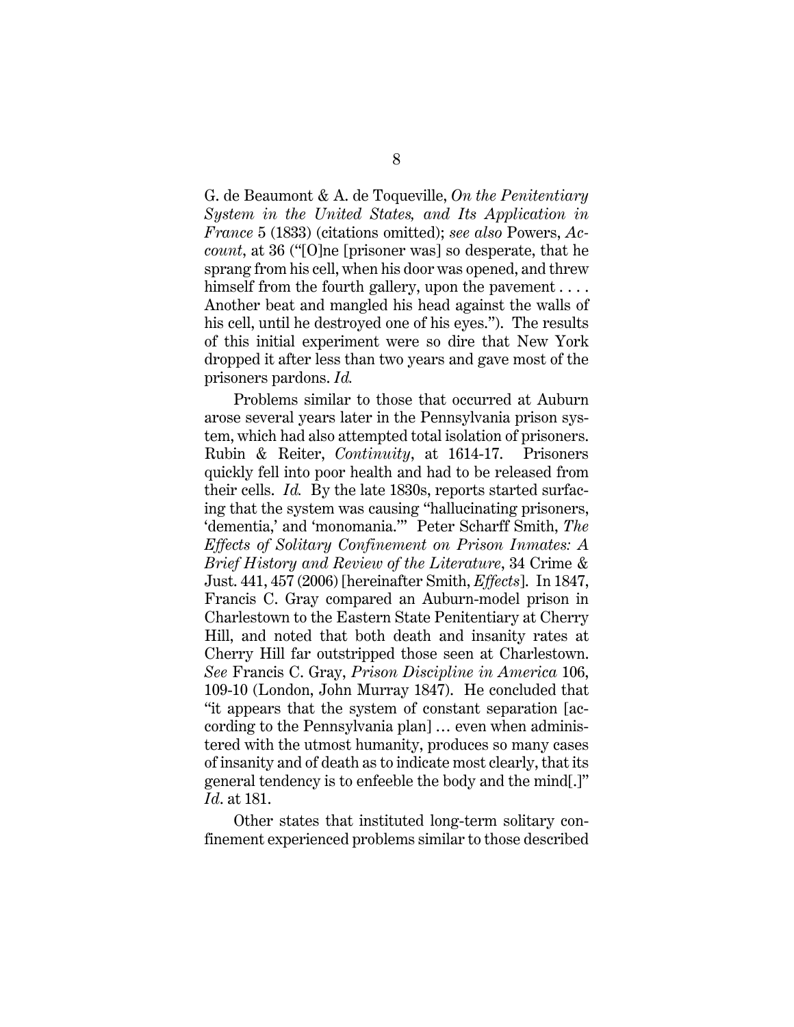G. de Beaumont & A. de Toqueville, *On the Penitentiary System in the United States, and Its Application in France* 5 (1833) (citations omitted); *see also* Powers, *Account*, at 36 ("[O]ne [prisoner was] so desperate, that he sprang from his cell, when his door was opened, and threw himself from the fourth gallery, upon the pavement . . . . Another beat and mangled his head against the walls of his cell, until he destroyed one of his eyes."). The results of this initial experiment were so dire that New York dropped it after less than two years and gave most of the prisoners pardons. *Id.*

Problems similar to those that occurred at Auburn arose several years later in the Pennsylvania prison system, which had also attempted total isolation of prisoners. Rubin & Reiter, *Continuity*, at 1614-17. Prisoners quickly fell into poor health and had to be released from their cells. *Id.* By the late 1830s, reports started surfacing that the system was causing "hallucinating prisoners, 'dementia,' and 'monomania.'" Peter Scharff Smith, *The Effects of Solitary Confinement on Prison Inmates: A Brief History and Review of the Literature*, 34 Crime & Just. 441, 457 (2006) [hereinafter Smith, *Effects*]. In 1847, Francis C. Gray compared an Auburn-model prison in Charlestown to the Eastern State Penitentiary at Cherry Hill, and noted that both death and insanity rates at Cherry Hill far outstripped those seen at Charlestown. *See* Francis C. Gray, *Prison Discipline in America* 106, 109-10 (London, John Murray 1847). He concluded that "it appears that the system of constant separation [according to the Pennsylvania plan] … even when administered with the utmost humanity, produces so many cases of insanity and of death as to indicate most clearly, that its general tendency is to enfeeble the body and the mind[.]" *Id.* at 181.

Other states that instituted long-term solitary confinement experienced problems similar to those described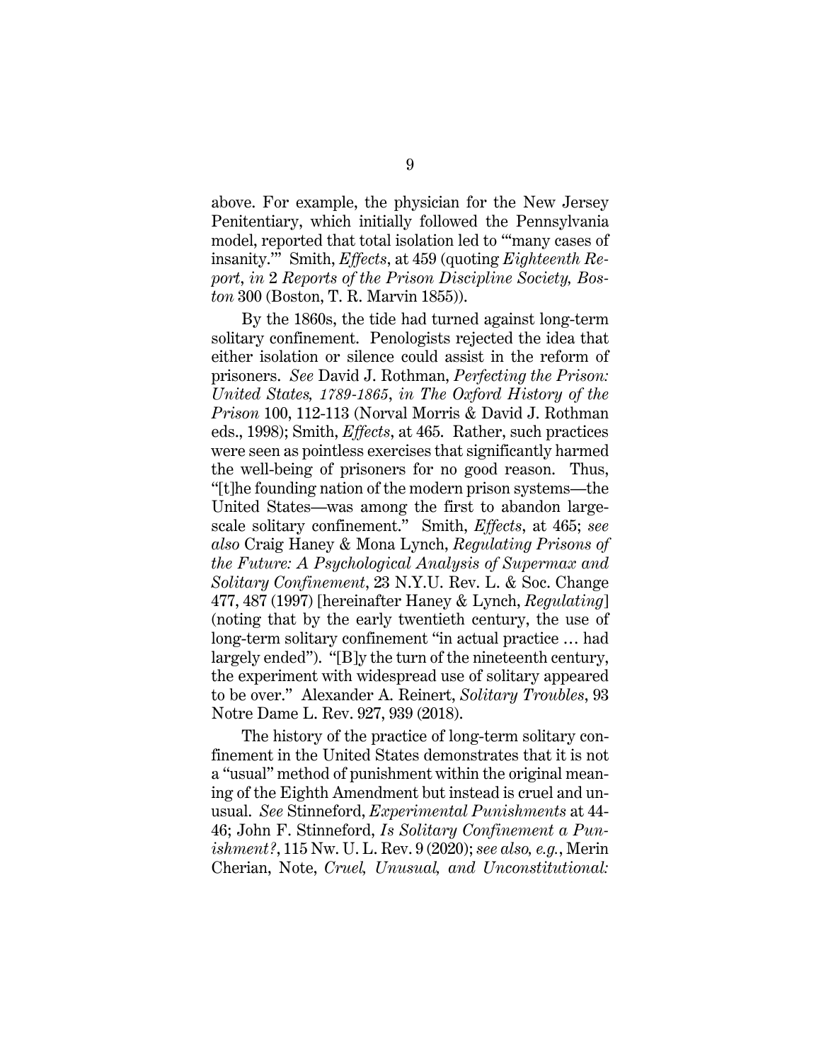above. For example, the physician for the New Jersey Penitentiary, which initially followed the Pennsylvania model, reported that total isolation led to "'many cases of insanity.'" Smith, *Effects*, at 459 (quoting *Eighteenth Report*, *in* 2 *Reports of the Prison Discipline Society, Boston* 300 (Boston, T. R. Marvin 1855)).

By the 1860s, the tide had turned against long-term solitary confinement. Penologists rejected the idea that either isolation or silence could assist in the reform of prisoners. *See* David J. Rothman, *Perfecting the Prison: United States, 1789-1865*, *in The Oxford History of the Prison* 100, 112-113 (Norval Morris & David J. Rothman eds., 1998); Smith, *Effects*, at 465. Rather, such practices were seen as pointless exercises that significantly harmed the well-being of prisoners for no good reason. Thus, "[t]he founding nation of the modern prison systems—the United States—was among the first to abandon large-scale solitary confinement." Smith, *Effects*, at 465; *see also* Craig Haney & Mona Lynch, *Regulating Prisons of the Future: A Psychological Analysis of Supermax and Solitary Confinement*, 23 N.Y.U. Rev. L. & Soc. Change 477, 487 (1997) [hereinafter Haney & Lynch, *Regulating*] (noting that by the early twentieth century, the use of long-term solitary confinement "in actual practice … had largely ended"). "[B]y the turn of the nineteenth century, the experiment with widespread use of solitary appeared to be over." Alexander A. Reinert, *Solitary Troubles*, 93 Notre Dame L. Rev. 927, 939 (2018).

The history of the practice of long-term solitary confinement in the United States demonstrates that it is not a "usual" method of punishment within the original meaning of the Eighth Amendment but instead is cruel and unusual. *See* Stinneford, *Experimental Punishments* at 44-46; John F. Stinneford, *Is Solitary Confinement a Punishment?*, 115 Nw. U. L. Rev. 9 (2020); *see also, e.g.*, Merin Cherian, Note, *Cruel, Unusual, and Unconstitutional:*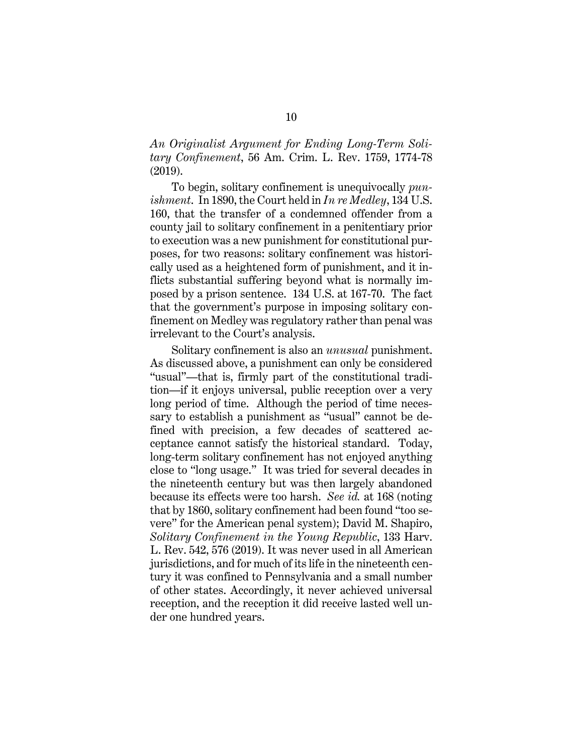*An Originalist Argument for Ending Long-Term Solitary Confinement*, 56 Am. Crim. L. Rev. 1759, 1774-78 (2019).

To begin, solitary confinement is unequivocally *punishment*. In 1890, the Court held in *In re Medley*, 134 U.S. 160, that the transfer of a condemned offender from a county jail to solitary confinement in a penitentiary prior to execution was a new punishment for constitutional purposes, for two reasons: solitary confinement was historically used as a heightened form of punishment, and it inflicts substantial suffering beyond what is normally imposed by a prison sentence. 134 U.S. at 167-70. The fact that the government's purpose in imposing solitary confinement on Medley was regulatory rather than penal was irrelevant to the Court's analysis.

Solitary confinement is also an *unusual* punishment. As discussed above, a punishment can only be considered "usual"—that is, firmly part of the constitutional tradition—if it enjoys universal, public reception over a very long period of time. Although the period of time necessary to establish a punishment as "usual" cannot be defined with precision, a few decades of scattered acceptance cannot satisfy the historical standard. Today, long-term solitary confinement has not enjoyed anything close to "long usage." It was tried for several decades in the nineteenth century but was then largely abandoned because its effects were too harsh. *See id.* at 168 (noting that by 1860, solitary confinement had been found "too severe" for the American penal system); David M. Shapiro, *Solitary Confinement in the Young Republic*, 133 Harv. L. Rev. 542, 576 (2019). It was never used in all American jurisdictions, and for much of its life in the nineteenth century it was confined to Pennsylvania and a small number of other states. Accordingly, it never achieved universal reception, and the reception it did receive lasted well under one hundred years.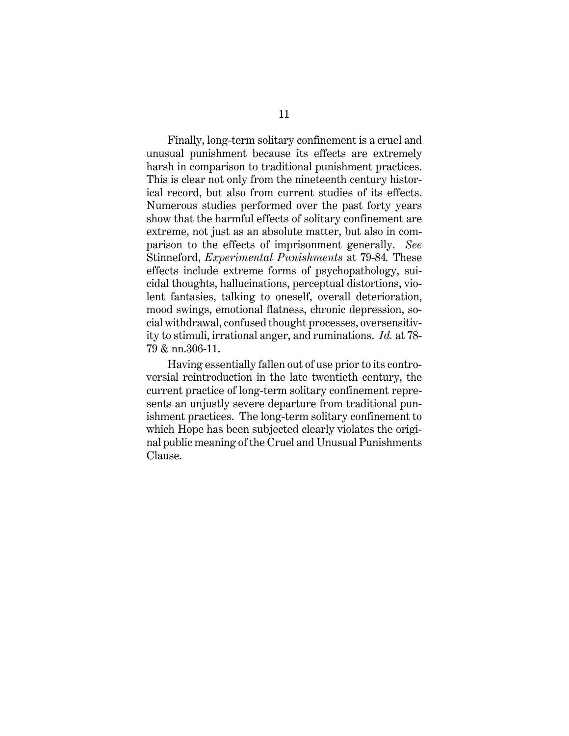Finally, long-term solitary confinement is a cruel and unusual punishment because its effects are extremely harsh in comparison to traditional punishment practices. This is clear not only from the nineteenth century historical record, but also from current studies of its effects. Numerous studies performed over the past forty years show that the harmful effects of solitary confinement are extreme, not just as an absolute matter, but also in comparison to the effects of imprisonment generally. *See* Stinneford, *Experimental Punishments* at 79-84. These effects include extreme forms of psychopathology, suicidal thoughts, hallucinations, perceptual distortions, violent fantasies, talking to oneself, overall deterioration, mood swings, emotional flatness, chronic depression, social withdrawal, confused thought processes, oversensitivity to stimuli, irrational anger, and ruminations. *Id.* at 78-79 & nn.306-11.

Having essentially fallen out of use prior to its controversial reintroduction in the late twentieth century, the current practice of long-term solitary confinement represents an unjustly severe departure from traditional punishment practices. The long-term solitary confinement to which Hope has been subjected clearly violates the original public meaning of the Cruel and Unusual Punishments Clause.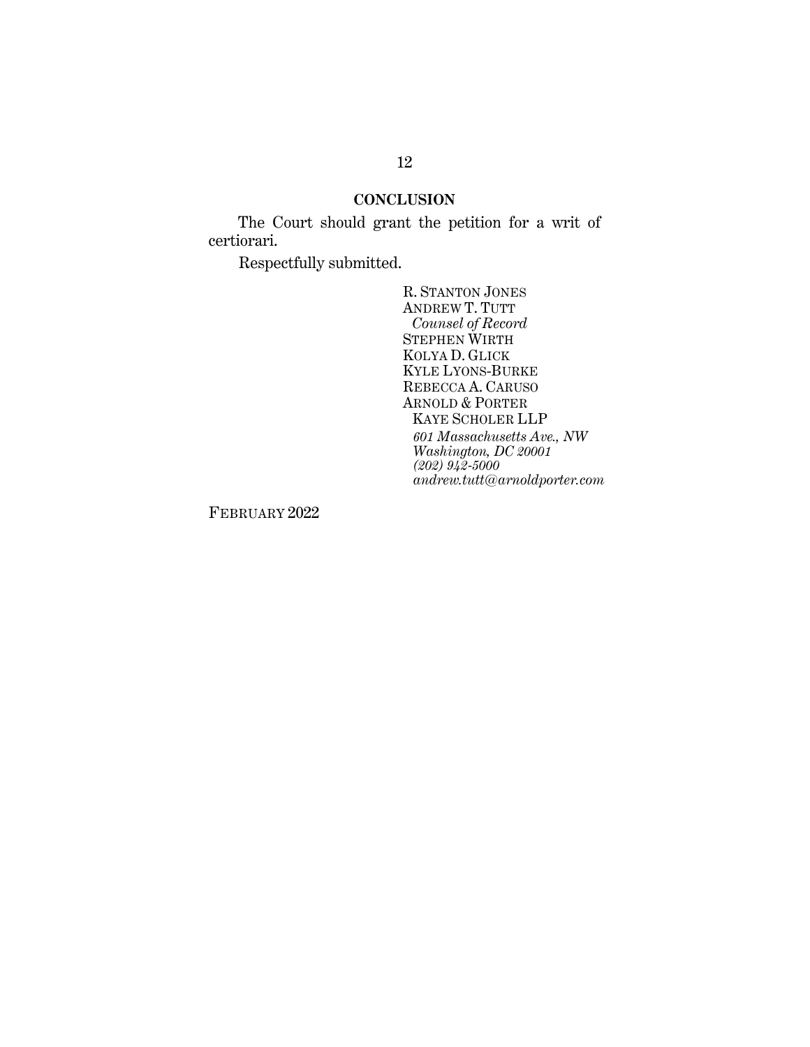## CONCLUSION

The Court should grant the petition for a writ of certiorari.

Respectfully submitted.

R. STANTON JONES
ANDREW T. TUTT
*Counsel of Record*
STEPHEN WIRTH
KOLYA D. GLICK
KYLE LYONS-BURKE
REBECCA A. CARUSO
ARNOLD & PORTER
KAYE SCHOLER LLP
*601 Massachusetts Ave., NW*
*Washington, DC 20001*
*(202) 942-5000*
*andrew.tutt@arnoldporter.com*

FEBRUARY 2022